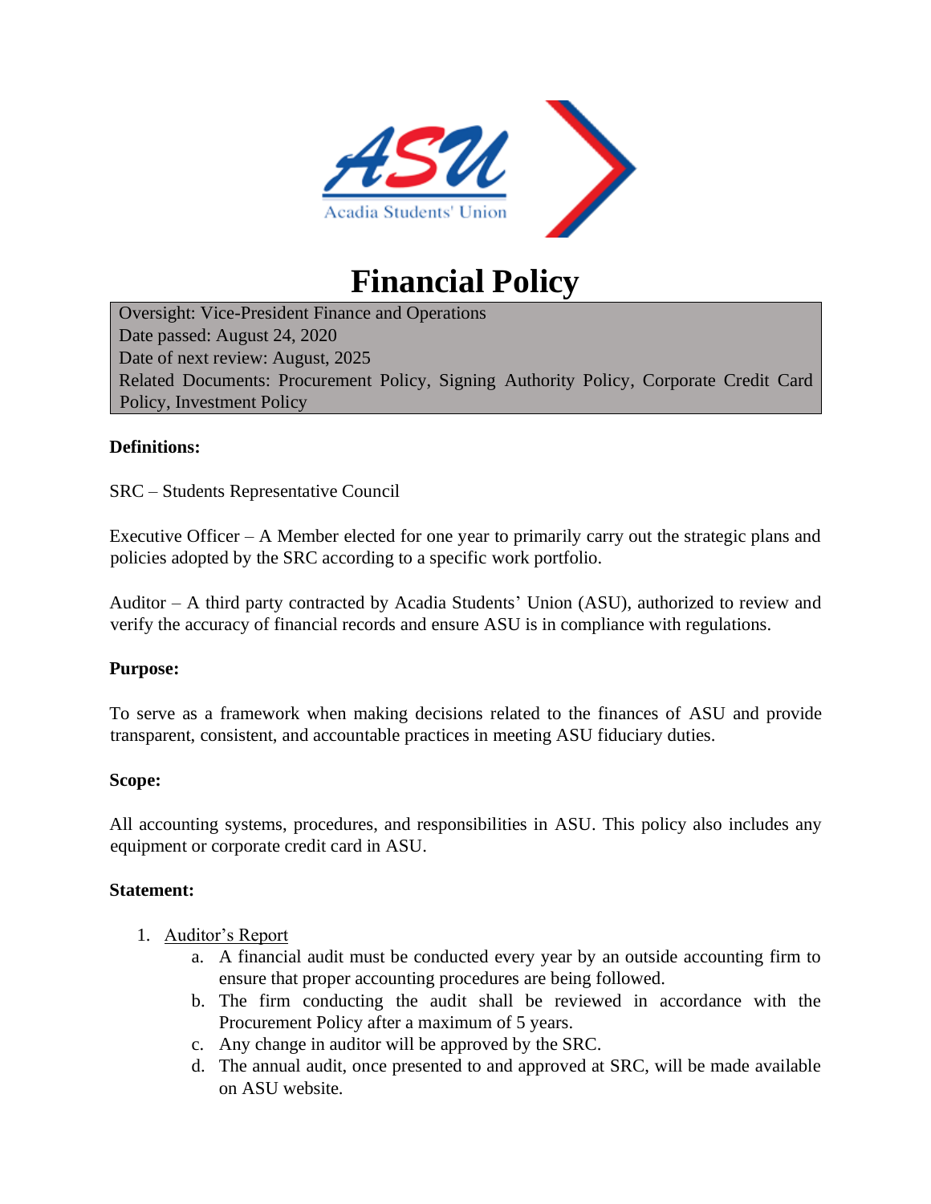# Financial Policy

Oversight: Vice-President Finance and Operations
Date passed: August 24, 2020
Date of next review: August, 2025
Related Documents: Procurement Policy, Signing Authority Policy, Corporate Credit Card Policy, Investment Policy

**Definitions:**

SRC – Students Representative Council

Executive Officer – A Member elected for one year to primarily carry out the strategic plans and policies adopted by the SRC according to a specific work portfolio.

Auditor – A third party contracted by Acadia Students' Union (ASU), authorized to review and verify the accuracy of financial records and ensure ASU is in compliance with regulations.

**Purpose:**

To serve as a framework when making decisions related to the finances of ASU and provide transparent, consistent, and accountable practices in meeting ASU fiduciary duties.

**Scope:**

All accounting systems, procedures, and responsibilities in ASU. This policy also includes any equipment or corporate credit card in ASU.

**Statement:**

1. Auditor's Report
   a. A financial audit must be conducted every year by an outside accounting firm to ensure that proper accounting procedures are being followed.
   b. The firm conducting the audit shall be reviewed in accordance with the Procurement Policy after a maximum of 5 years.
   c. Any change in auditor will be approved by the SRC.
   d. The annual audit, once presented to and approved at SRC, will be made available on ASU website.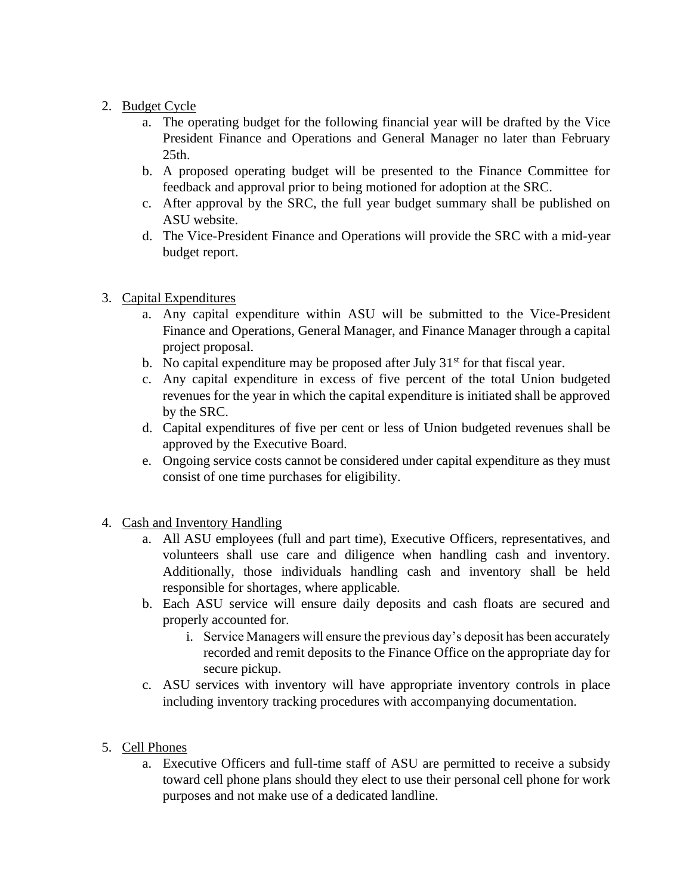2. <u>Budget Cycle</u>
    a. The operating budget for the following financial year will be drafted by the Vice President Finance and Operations and General Manager no later than February 25th.
    b. A proposed operating budget will be presented to the Finance Committee for feedback and approval prior to being motioned for adoption at the SRC.
    c. After approval by the SRC, the full year budget summary shall be published on ASU website.
    d. The Vice-President Finance and Operations will provide the SRC with a mid-year budget report.

3. <u>Capital Expenditures</u>
    a. Any capital expenditure within ASU will be submitted to the Vice-President Finance and Operations, General Manager, and Finance Manager through a capital project proposal.
    b. No capital expenditure may be proposed after July 31st for that fiscal year.
    c. Any capital expenditure in excess of five percent of the total Union budgeted revenues for the year in which the capital expenditure is initiated shall be approved by the SRC.
    d. Capital expenditures of five per cent or less of Union budgeted revenues shall be approved by the Executive Board.
    e. Ongoing service costs cannot be considered under capital expenditure as they must consist of one time purchases for eligibility.

4. <u>Cash and Inventory Handling</u>
    a. All ASU employees (full and part time), Executive Officers, representatives, and volunteers shall use care and diligence when handling cash and inventory. Additionally, those individuals handling cash and inventory shall be held responsible for shortages, where applicable.
    b. Each ASU service will ensure daily deposits and cash floats are secured and properly accounted for.
        i. Service Managers will ensure the previous day's deposit has been accurately recorded and remit deposits to the Finance Office on the appropriate day for secure pickup.
    c. ASU services with inventory will have appropriate inventory controls in place including inventory tracking procedures with accompanying documentation.

5. <u>Cell Phones</u>
    a. Executive Officers and full-time staff of ASU are permitted to receive a subsidy toward cell phone plans should they elect to use their personal cell phone for work purposes and not make use of a dedicated landline.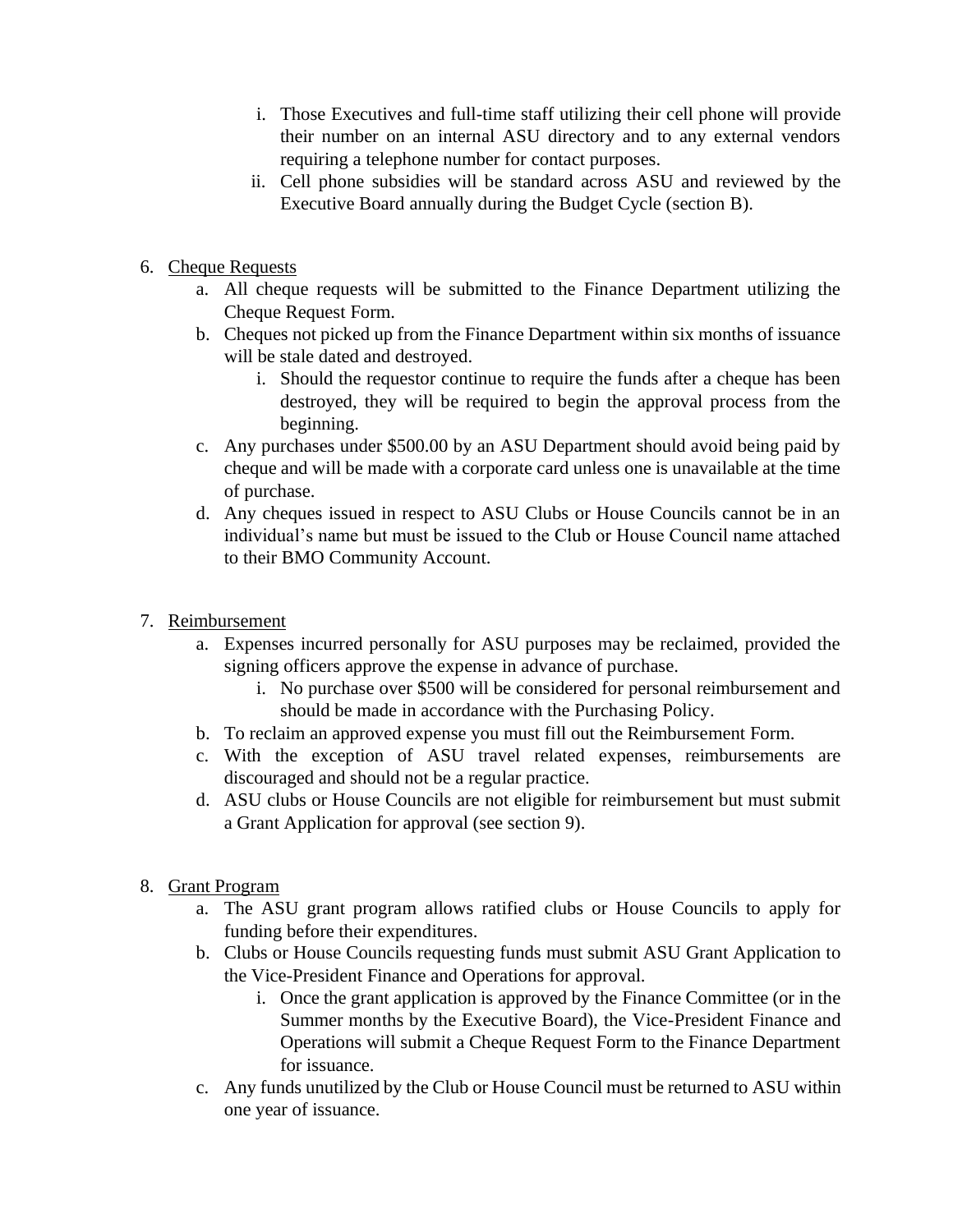i. Those Executives and full-time staff utilizing their cell phone will provide their number on an internal ASU directory and to any external vendors requiring a telephone number for contact purposes.
  ii. Cell phone subsidies will be standard across ASU and reviewed by the Executive Board annually during the Budget Cycle (section B).

6. <u>Cheque Requests</u>
   a. All cheque requests will be submitted to the Finance Department utilizing the Cheque Request Form.
   b. Cheques not picked up from the Finance Department within six months of issuance will be stale dated and destroyed.
      i. Should the requestor continue to require the funds after a cheque has been destroyed, they will be required to begin the approval process from the beginning.
   c. Any purchases under $500.00 by an ASU Department should avoid being paid by cheque and will be made with a corporate card unless one is unavailable at the time of purchase.
   d. Any cheques issued in respect to ASU Clubs or House Councils cannot be in an individual's name but must be issued to the Club or House Council name attached to their BMO Community Account.

7. <u>Reimbursement</u>
   a. Expenses incurred personally for ASU purposes may be reclaimed, provided the signing officers approve the expense in advance of purchase.
      i. No purchase over $500 will be considered for personal reimbursement and should be made in accordance with the Purchasing Policy.
   b. To reclaim an approved expense you must fill out the Reimbursement Form.
   c. With the exception of ASU travel related expenses, reimbursements are discouraged and should not be a regular practice.
   d. ASU clubs or House Councils are not eligible for reimbursement but must submit a Grant Application for approval (see section 9).

8. <u>Grant Program</u>
   a. The ASU grant program allows ratified clubs or House Councils to apply for funding before their expenditures.
   b. Clubs or House Councils requesting funds must submit ASU Grant Application to the Vice-President Finance and Operations for approval.
      i. Once the grant application is approved by the Finance Committee (or in the Summer months by the Executive Board), the Vice-President Finance and Operations will submit a Cheque Request Form to the Finance Department for issuance.
   c. Any funds unutilized by the Club or House Council must be returned to ASU within one year of issuance.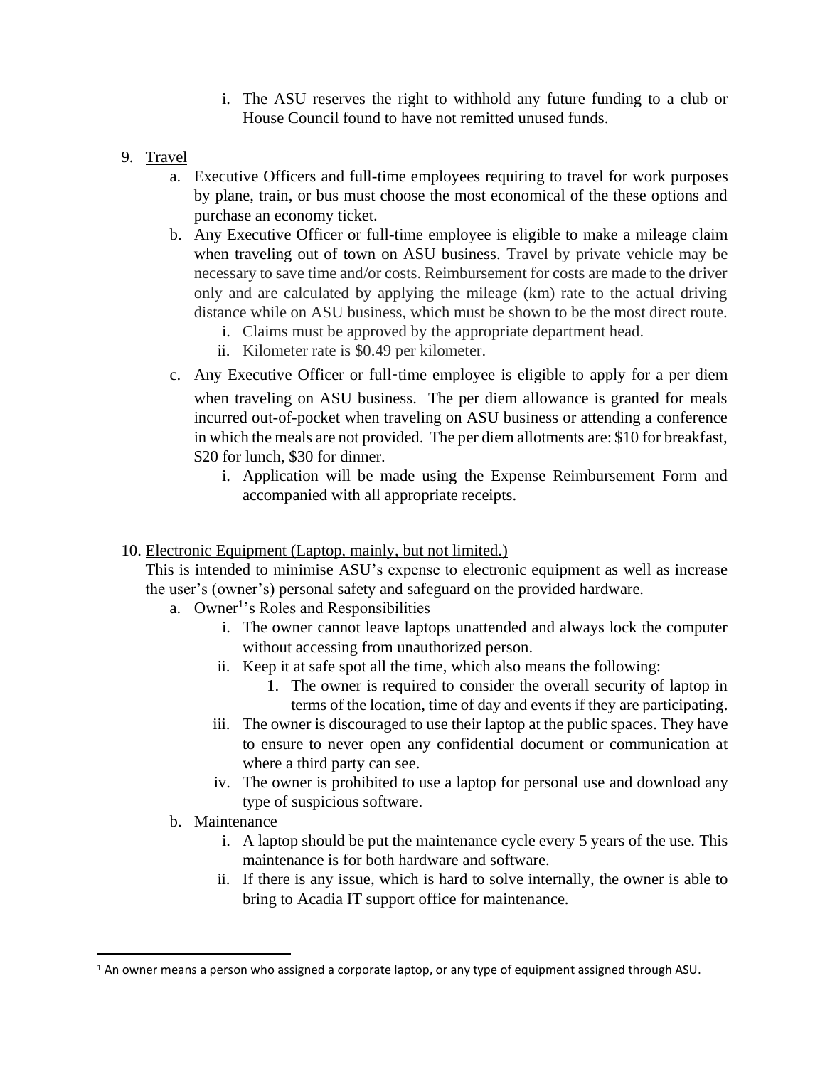i. The ASU reserves the right to withhold any future funding to a club or House Council found to have not remitted unused funds.

9. Travel
   a. Executive Officers and full-time employees requiring to travel for work purposes by plane, train, or bus must choose the most economical of the these options and purchase an economy ticket.
   b. Any Executive Officer or full-time employee is eligible to make a mileage claim when traveling out of town on ASU business. Travel by private vehicle may be necessary to save time and/or costs. Reimbursement for costs are made to the driver only and are calculated by applying the mileage (km) rate to the actual driving distance while on ASU business, which must be shown to be the most direct route.
      i. Claims must be approved by the appropriate department head.
      ii. Kilometer rate is $0.49 per kilometer.
   c. Any Executive Officer or full-time employee is eligible to apply for a per diem when traveling on ASU business. The per diem allowance is granted for meals incurred out-of-pocket when traveling on ASU business or attending a conference in which the meals are not provided. The per diem allotments are: $10 for breakfast, $20 for lunch, $30 for dinner.
      i. Application will be made using the Expense Reimbursement Form and accompanied with all appropriate receipts.

10. Electronic Equipment (Laptop, mainly, but not limited.)
    This is intended to minimise ASU's expense to electronic equipment as well as increase the user's (owner's) personal safety and safeguard on the provided hardware.
    a. Owner[1]'s Roles and Responsibilities
       i. The owner cannot leave laptops unattended and always lock the computer without accessing from unauthorized person.
       ii. Keep it at safe spot all the time, which also means the following:
           1. The owner is required to consider the overall security of laptop in terms of the location, time of day and events if they are participating.
       iii. The owner is discouraged to use their laptop at the public spaces. They have to ensure to never open any confidential document or communication at where a third party can see.
       iv. The owner is prohibited to use a laptop for personal use and download any type of suspicious software.
    b. Maintenance
       i. A laptop should be put the maintenance cycle every 5 years of the use. This maintenance is for both hardware and software.
       ii. If there is any issue, which is hard to solve internally, the owner is able to bring to Acadia IT support office for maintenance.

[1] An owner means a person who assigned a corporate laptop, or any type of equipment assigned through ASU.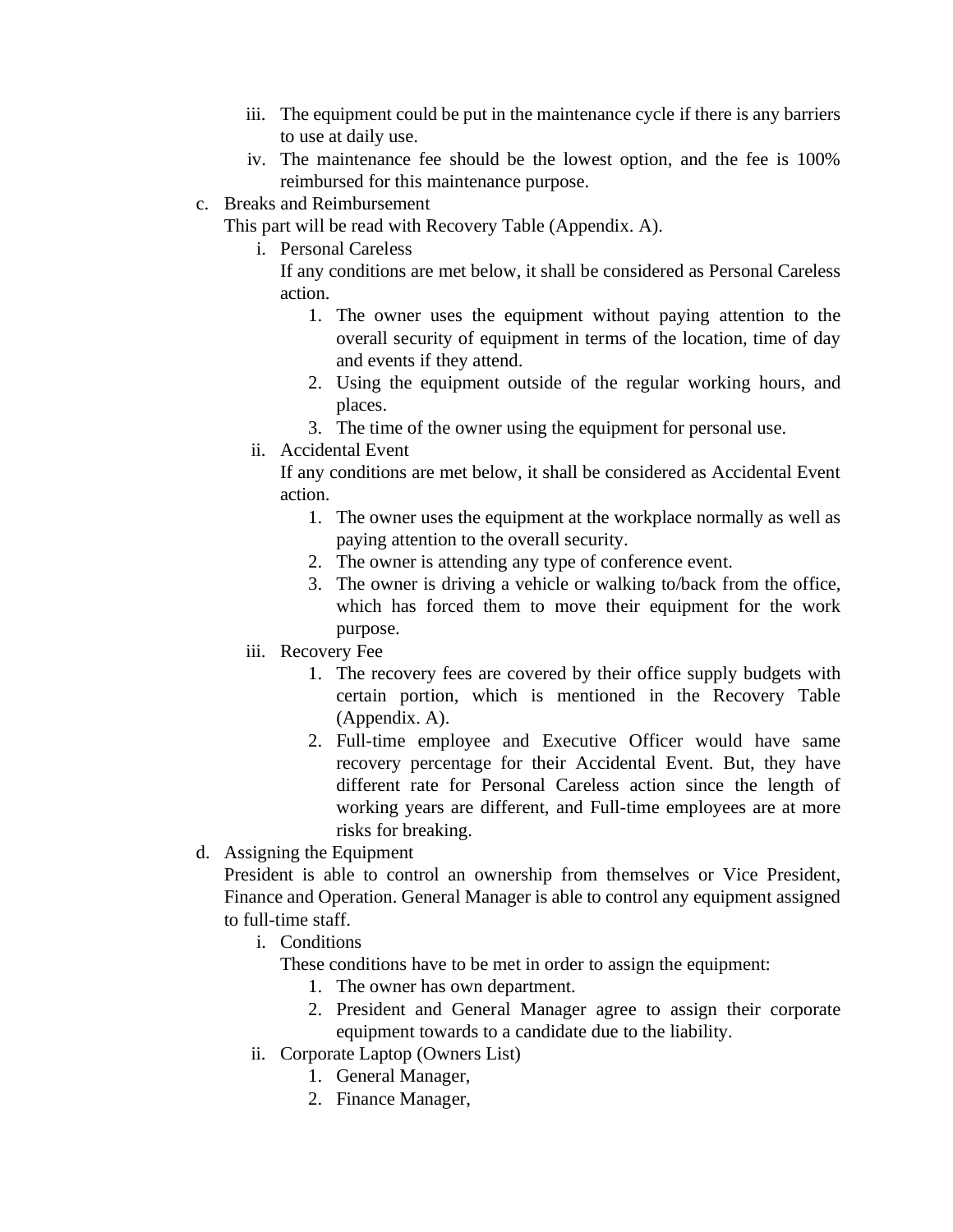iii. The equipment could be put in the maintenance cycle if there is any barriers to use at daily use.
iv. The maintenance fee should be the lowest option, and the fee is 100% reimbursed for this maintenance purpose.

c. Breaks and Reimbursement

   This part will be read with Recovery Table (Appendix. A).

   i. Personal Careless

      If any conditions are met below, it shall be considered as Personal Careless action.

      1. The owner uses the equipment without paying attention to the overall security of equipment in terms of the location, time of day and events if they attend.
      2. Using the equipment outside of the regular working hours, and places.
      3. The time of the owner using the equipment for personal use.

   ii. Accidental Event

      If any conditions are met below, it shall be considered as Accidental Event action.

      1. The owner uses the equipment at the workplace normally as well as paying attention to the overall security.
      2. The owner is attending any type of conference event.
      3. The owner is driving a vehicle or walking to/back from the office, which has forced them to move their equipment for the work purpose.

   iii. Recovery Fee

      1. The recovery fees are covered by their office supply budgets with certain portion, which is mentioned in the Recovery Table (Appendix. A).
      2. Full-time employee and Executive Officer would have same recovery percentage for their Accidental Event. But, they have different rate for Personal Careless action since the length of working years are different, and Full-time employees are at more risks for breaking.

d. Assigning the Equipment

   President is able to control an ownership from themselves or Vice President, Finance and Operation. General Manager is able to control any equipment assigned to full-time staff.

   i. Conditions

      These conditions have to be met in order to assign the equipment:

      1. The owner has own department.
      2. President and General Manager agree to assign their corporate equipment towards to a candidate due to the liability.

   ii. Corporate Laptop (Owners List)

      1. General Manager,
      2. Finance Manager,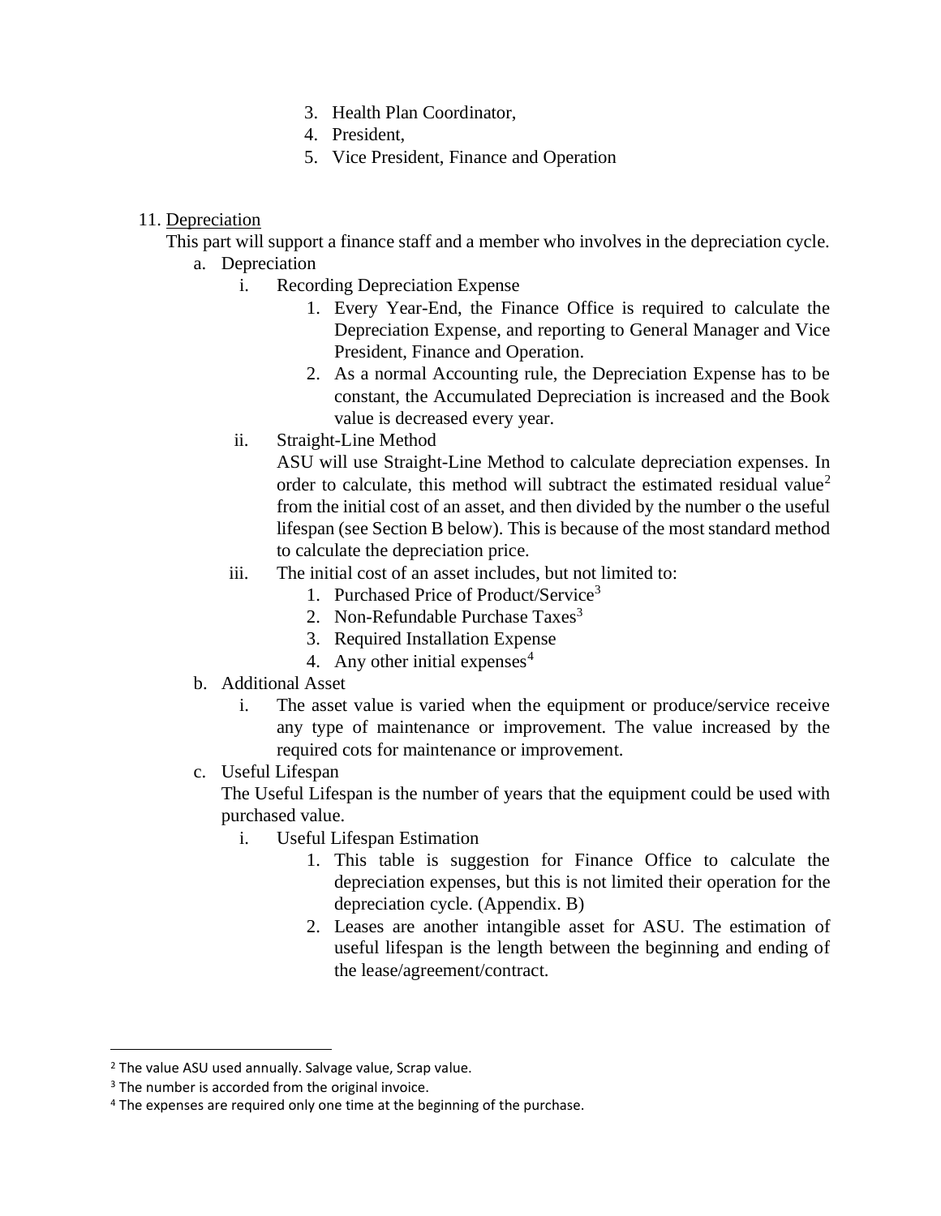3. Health Plan Coordinator,
4. President,
5. Vice President, Finance and Operation

11. <u>Depreciation</u>

This part will support a finance staff and a member who involves in the depreciation cycle.

a. Depreciation
   i. Recording Depreciation Expense
      1. Every Year-End, the Finance Office is required to calculate the Depreciation Expense, and reporting to General Manager and Vice President, Finance and Operation.
      2. As a normal Accounting rule, the Depreciation Expense has to be constant, the Accumulated Depreciation is increased and the Book value is decreased every year.

   ii. Straight-Line Method

   ASU will use Straight-Line Method to calculate depreciation expenses. In order to calculate, this method will subtract the estimated residual value[2] from the initial cost of an asset, and then divided by the number o the useful lifespan (see Section B below). This is because of the most standard method to calculate the depreciation price.

   iii. The initial cost of an asset includes, but not limited to:
      1. Purchased Price of Product/Service[3]
      2. Non-Refundable Purchase Taxes[3]
      3. Required Installation Expense
      4. Any other initial expenses[4]

b. Additional Asset
   i. The asset value is varied when the equipment or produce/service receive any type of maintenance or improvement. The value increased by the required cots for maintenance or improvement.

c. Useful Lifespan

   The Useful Lifespan is the number of years that the equipment could be used with purchased value.

   i. Useful Lifespan Estimation
      1. This table is suggestion for Finance Office to calculate the depreciation expenses, but this is not limited their operation for the depreciation cycle. (Appendix. B)
      2. Leases are another intangible asset for ASU. The estimation of useful lifespan is the length between the beginning and ending of the lease/agreement/contract.

---

[2] The value ASU used annually. Salvage value, Scrap value.

[3] The number is accorded from the original invoice.

[4] The expenses are required only one time at the beginning of the purchase.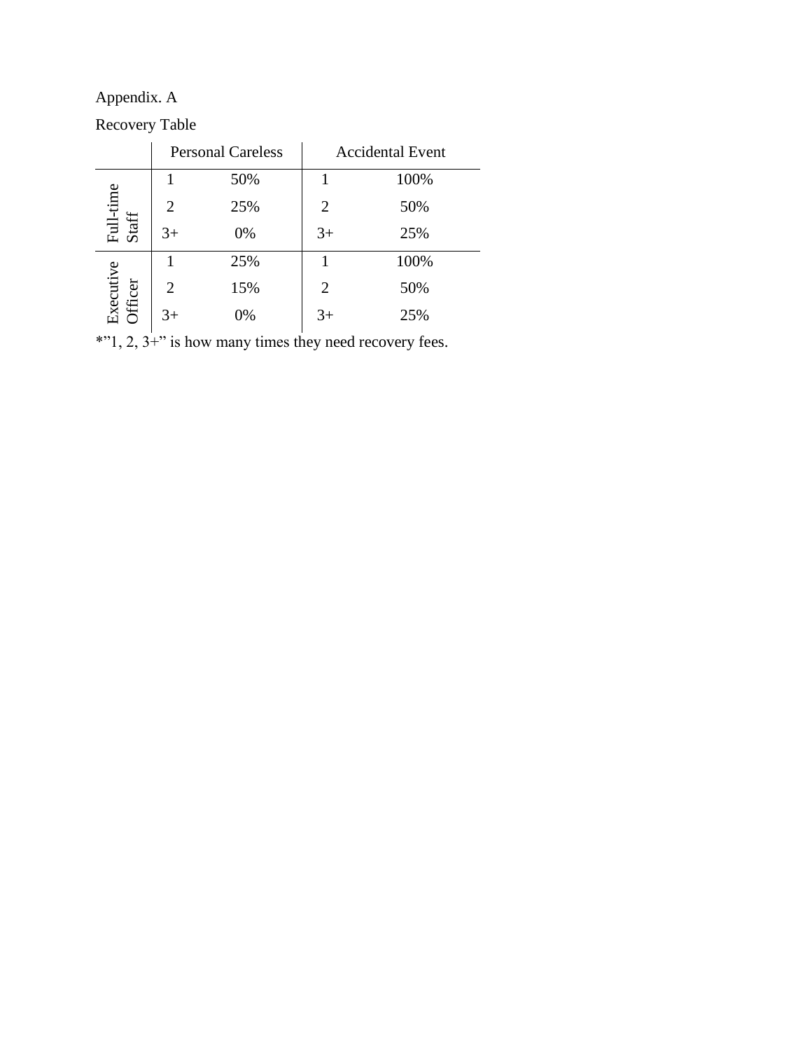Appendix. A

Recovery Table

| | Personal Careless | | Accidental Event | |
|---|---|---|---|---|
| Full-time Staff | 1 | 50% | 1 | 100% |
| | 2 | 25% | 2 | 50% |
| | 3+ | 0% | 3+ | 25% |
| Executive Officer | 1 | 25% | 1 | 100% |
| | 2 | 15% | 2 | 50% |
| | 3+ | 0% | 3+ | 25% |

*"1, 2, 3+" is how many times they need recovery fees.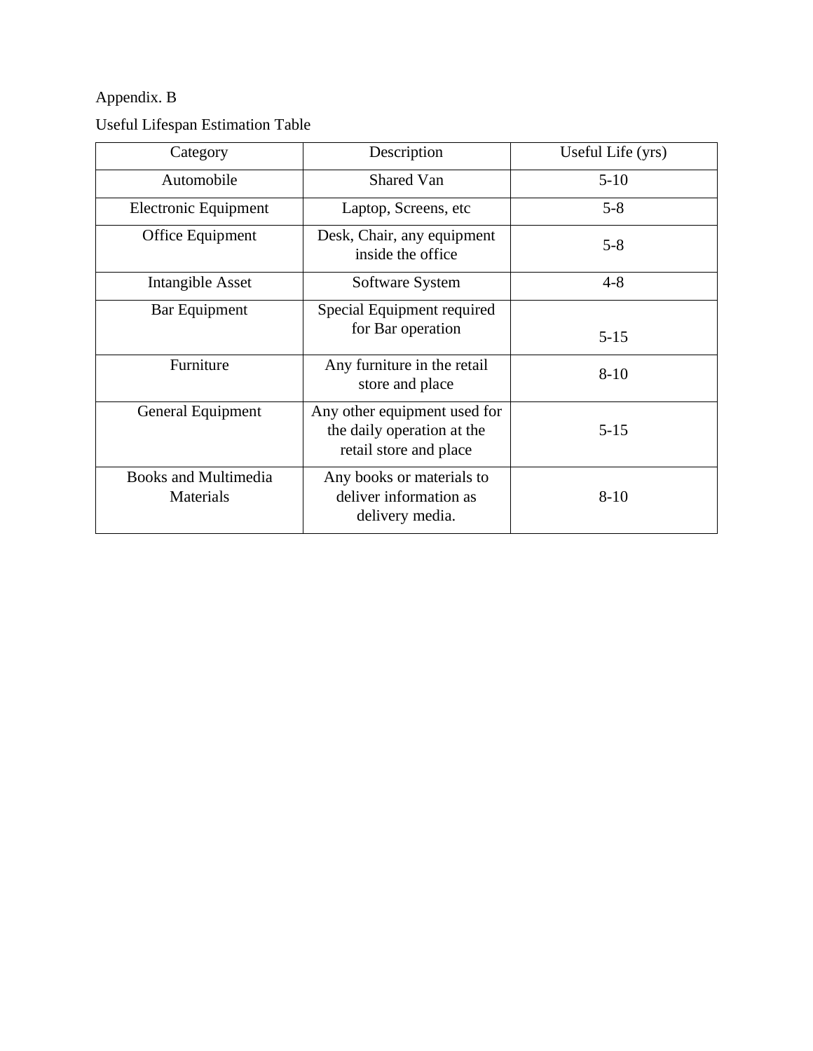Appendix. B

Useful Lifespan Estimation Table

| Category | Description | Useful Life (yrs) |
|---|---|---|
| Automobile | Shared Van | 5-10 |
| Electronic Equipment | Laptop, Screens, etc | 5-8 |
| Office Equipment | Desk, Chair, any equipment inside the office | 5-8 |
| Intangible Asset | Software System | 4-8 |
| Bar Equipment | Special Equipment required for Bar operation | 5-15 |
| Furniture | Any furniture in the retail store and place | 8-10 |
| General Equipment | Any other equipment used for the daily operation at the retail store and place | 5-15 |
| Books and Multimedia Materials | Any books or materials to deliver information as delivery media. | 8-10 |